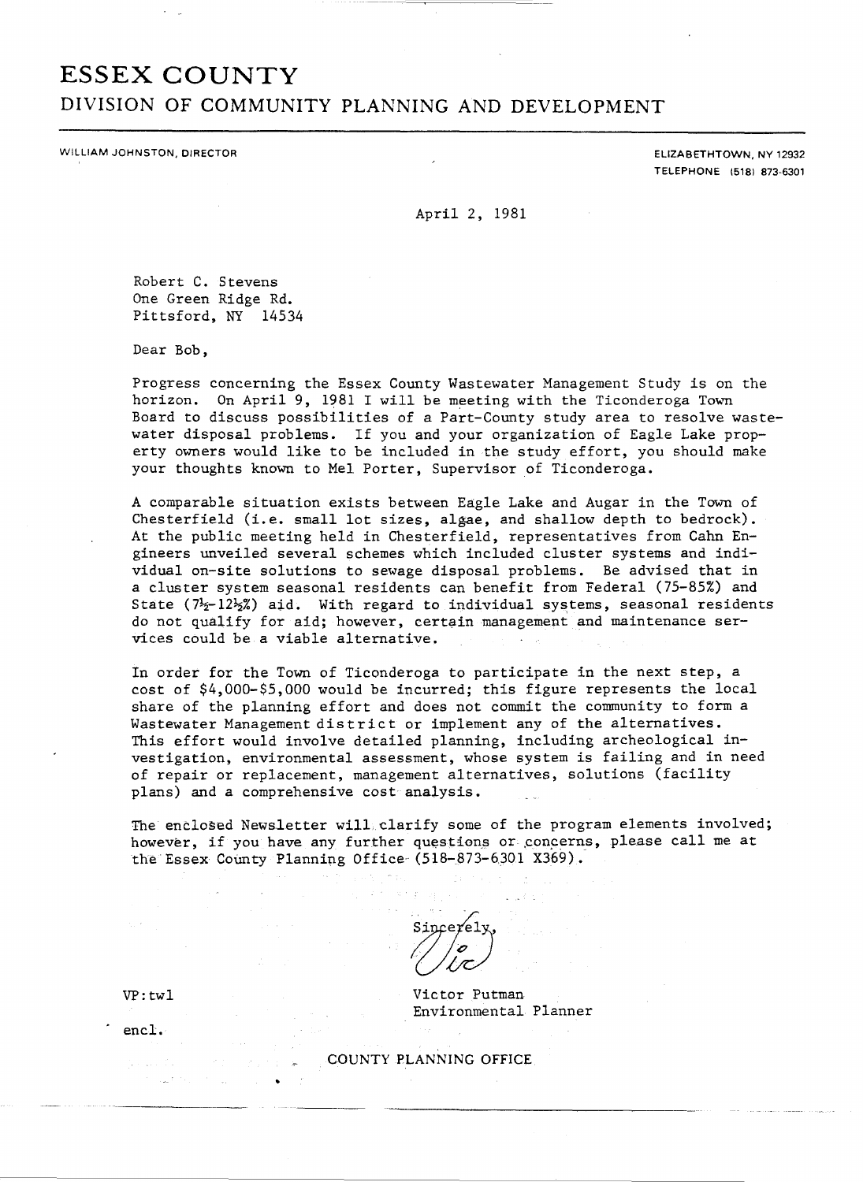# ESSEX COUNTY

## DIVISION OF COMMUNITY PLANNING AND DEVELOPMENT

WILLIAM JOHNSTON, DIRECTOR

ELIZABETHTOWN, NY 12932
TELEPHONE (518) 873-6301

April 2, 1981

Robert C. Stevens
One Green Ridge Rd.
Pittsford, NY 14534

Dear Bob,

Progress concerning the Essex County Wastewater Management Study is on the horizon. On April 9, 1981 I will be meeting with the Ticonderoga Town Board to discuss possibilities of a Part-County study area to resolve wastewater disposal problems. If you and your organization of Eagle Lake property owners would like to be included in the study effort, you should make your thoughts known to Mel Porter, Supervisor of Ticonderoga.

A comparable situation exists between Eagle Lake and Augar in the Town of Chesterfield (i.e. small lot sizes, algae, and shallow depth to bedrock). At the public meeting held in Chesterfield, representatives from Cahn Engineers unveiled several schemes which included cluster systems and individual on-site solutions to sewage disposal problems. Be advised that in a cluster system seasonal residents can benefit from Federal (75-85%) and State (7½-12½%) aid. With regard to individual systems, seasonal residents do not qualify for aid; however, certain management and maintenance services could be a viable alternative.

In order for the Town of Ticonderoga to participate in the next step, a cost of $4,000-$5,000 would be incurred; this figure represents the local share of the planning effort and does not commit the community to form a Wastewater Management district or implement any of the alternatives. This effort would involve detailed planning, including archeological investigation, environmental assessment, whose system is failing and in need of repair or replacement, management alternatives, solutions (facility plans) and a comprehensive cost analysis.

The enclosed Newsletter will clarify some of the program elements involved; however, if you have any further questions or concerns, please call me at the Essex County Planning Office (518-873-6301 X369).

Sincerely,

Vic

Victor Putman
Environmental Planner

VP:twl

encl.

COUNTY PLANNING OFFICE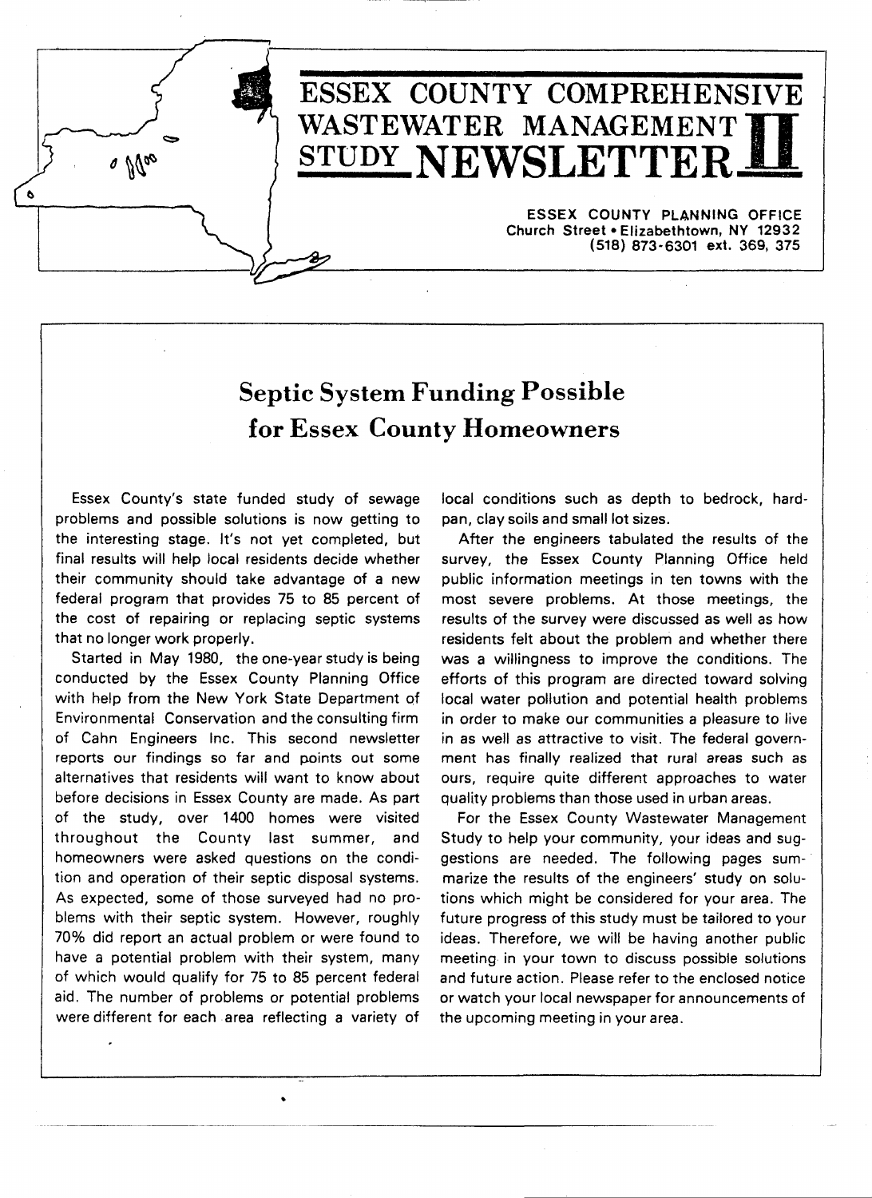# ESSEX COUNTY COMPREHENSIVE WASTEWATER MANAGEMENT STUDY NEWSLETTER II

ESSEX COUNTY PLANNING OFFICE
Church Street • Elizabethtown, NY 12932
(518) 873-6301 ext. 369, 375

## Septic System Funding Possible for Essex County Homeowners

Essex County's state funded study of sewage problems and possible solutions is now getting to the interesting stage. It's not yet completed, but final results will help local residents decide whether their community should take advantage of a new federal program that provides 75 to 85 percent of the cost of repairing or replacing septic systems that no longer work properly.

Started in May 1980, the one-year study is being conducted by the Essex County Planning Office with help from the New York State Department of Environmental Conservation and the consulting firm of Cahn Engineers Inc. This second newsletter reports our findings so far and points out some alternatives that residents will want to know about before decisions in Essex County are made. As part of the study, over 1400 homes were visited throughout the County last summer, and homeowners were asked questions on the condition and operation of their septic disposal systems. As expected, some of those surveyed had no problems with their septic system. However, roughly 70% did report an actual problem or were found to have a potential problem with their system, many of which would qualify for 75 to 85 percent federal aid. The number of problems or potential problems were different for each area reflecting a variety of local conditions such as depth to bedrock, hardpan, clay soils and small lot sizes.

After the engineers tabulated the results of the survey, the Essex County Planning Office held public information meetings in ten towns with the most severe problems. At those meetings, the results of the survey were discussed as well as how residents felt about the problem and whether there was a willingness to improve the conditions. The efforts of this program are directed toward solving local water pollution and potential health problems in order to make our communities a pleasure to live in as well as attractive to visit. The federal government has finally realized that rural areas such as ours, require quite different approaches to water quality problems than those used in urban areas.

For the Essex County Wastewater Management Study to help your community, your ideas and suggestions are needed. The following pages summarize the results of the engineers' study on solutions which might be considered for your area. The future progress of this study must be tailored to your ideas. Therefore, we will be having another public meeting in your town to discuss possible solutions and future action. Please refer to the enclosed notice or watch your local newspaper for announcements of the upcoming meeting in your area.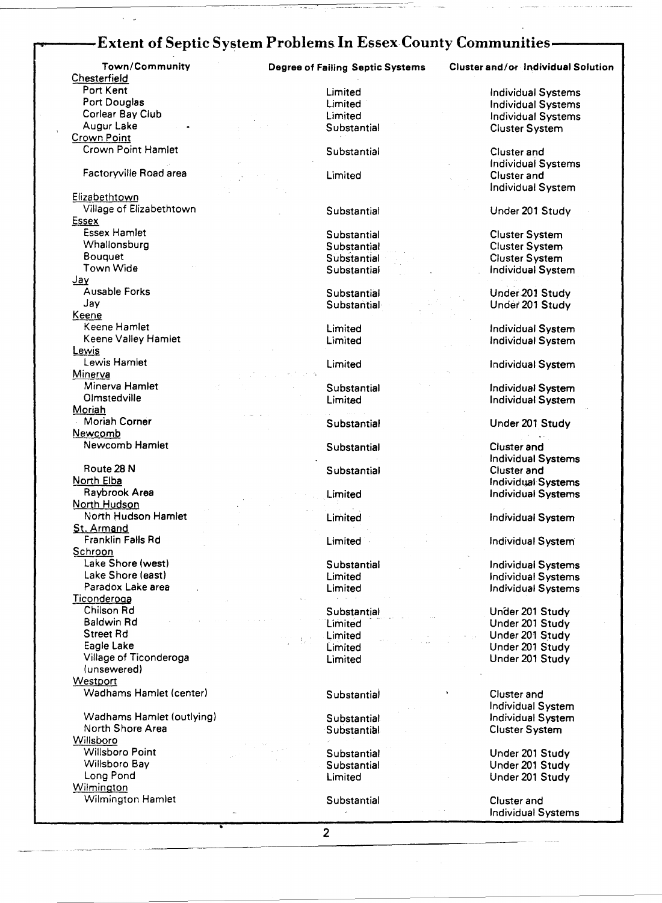## Extent of Septic System Problems In Essex County Communities

| Town/Community | Degree of Failing Septic Systems | Cluster and/or Individual Solution |
|---|---|---|
| Chesterfield | | |
| Port Kent | Limited | Individual Systems |
| Port Douglas | Limited | Individual Systems |
| Corlear Bay Club | Limited | Individual Systems |
| Augur Lake | Substantial | Cluster System |
| Crown Point | | |
| Crown Point Hamlet | Substantial | Cluster and Individual Systems |
| Factoryville Road area | Limited | Cluster and Individual System |
| Elizabethtown | | |
| Village of Elizabethtown | Substantial | Under 201 Study |
| Essex | | |
| Essex Hamlet | Substantial | Cluster System |
| Whallonsburg | Substantial | Cluster System |
| Bouquet | Substantial | Cluster System |
| Town Wide | Substantial | Individual System |
| Jay | | |
| Ausable Forks | Substantial | Under 201 Study |
| Jay | Substantial | Under 201 Study |
| Keene | | |
| Keene Hamlet | Limited | Individual System |
| Keene Valley Hamlet | Limited | Individual System |
| Lewis | | |
| Lewis Hamlet | Limited | Individual System |
| Minerva | | |
| Minerva Hamlet | Substantial | Individual System |
| Olmstedville | Limited | Individual System |
| Moriah | | |
| Moriah Corner | Substantial | Under 201 Study |
| Newcomb | | |
| Newcomb Hamlet | Substantial | Cluster and Individual Systems |
| Route 28 N | Substantial | Cluster and Individual Systems |
| North Elba | | |
| Raybrook Area | Limited | Individual Systems |
| North Hudson | | |
| North Hudson Hamlet | Limited | Individual System |
| St. Armand | | |
| Franklin Falls Rd | Limited | Individual System |
| Schroon | | |
| Lake Shore (west) | Substantial | Individual Systems |
| Lake Shore (east) | Limited | Individual Systems |
| Paradox Lake area | Limited | Individual Systems |
| Ticonderoga | | |
| Chilson Rd | Substantial | Under 201 Study |
| Baldwin Rd | Limited | Under 201 Study |
| Street Rd | Limited | Under 201 Study |
| Eagle Lake | Limited | Under 201 Study |
| Village of Ticonderoga (unsewered) | Limited | Under 201 Study |
| Westport | | |
| Wadhams Hamlet (center) | Substantial | Cluster and Individual System |
| Wadhams Hamlet (outlying) | Substantial | Individual System |
| North Shore Area | Substantial | Cluster System |
| Willsboro | | |
| Willsboro Point | Substantial | Under 201 Study |
| Willsboro Bay | Substantial | Under 201 Study |
| Long Pond | Limited | Under 201 Study |
| Wilmington | | |
| Wilmington Hamlet | Substantial | Cluster and Individual Systems |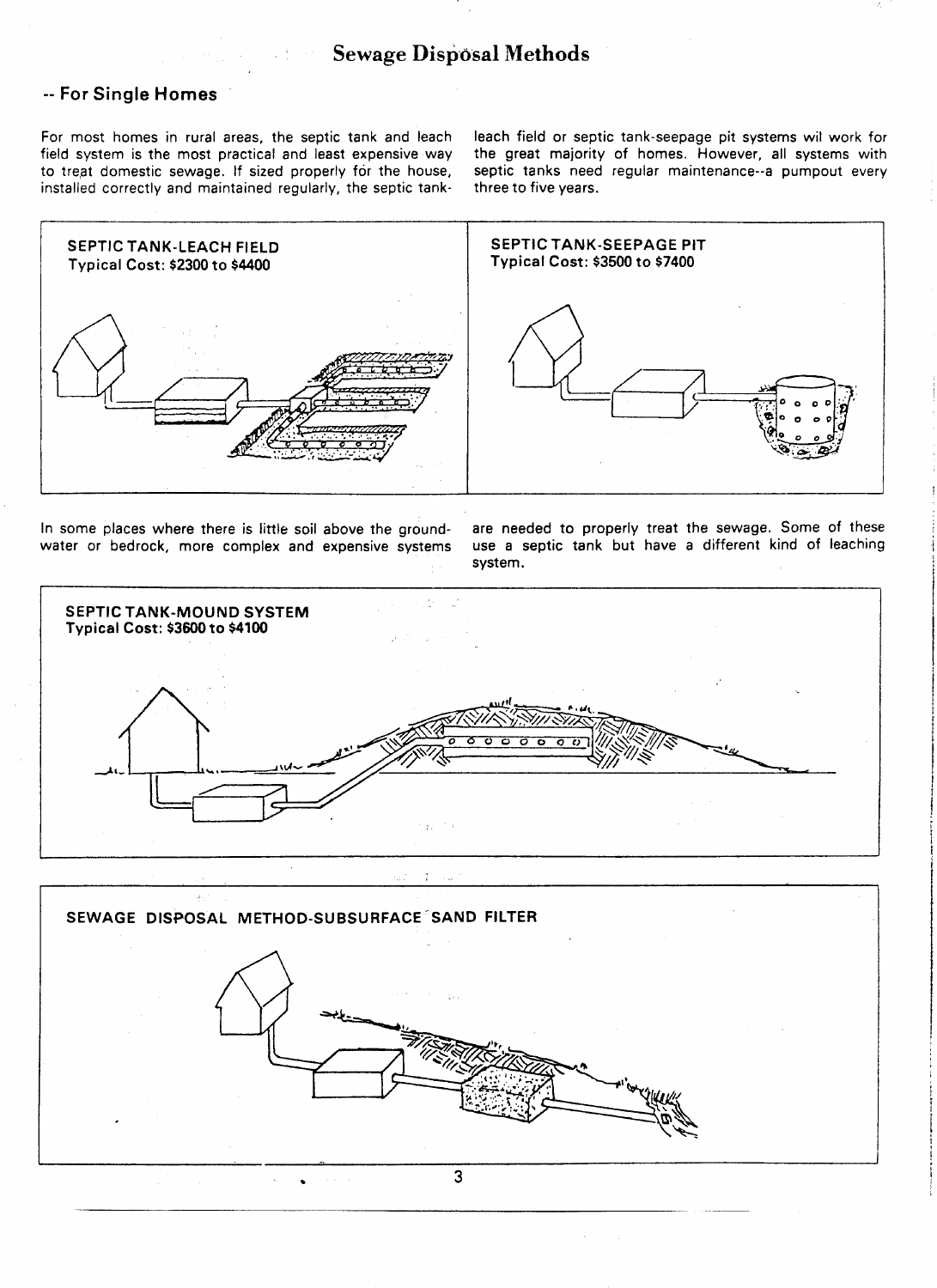# Sewage Disposal Methods

## -- For Single Homes

For most homes in rural areas, the septic tank and leach field system is the most practical and least expensive way to treat domestic sewage. If sized properly for the house, installed correctly and maintained regularly, the septic tank-leach field or septic tank-seepage pit systems wil work for the great majority of homes. However, all systems with septic tanks need regular maintenance--a pumpout every three to five years.

**SEPTIC TANK-LEACH FIELD**
**Typical Cost: $2300 to $4400**

**SEPTIC TANK-SEEPAGE PIT**
**Typical Cost: $3500 to $7400**

In some places where there is little soil above the ground-water or bedrock, more complex and expensive systems are needed to properly treat the sewage. Some of these use a septic tank but have a different kind of leaching system.

**SEPTIC TANK-MOUND SYSTEM**
**Typical Cost: $3600 to $4100**

**SEWAGE DISPOSAL METHOD-SUBSURFACE SAND FILTER**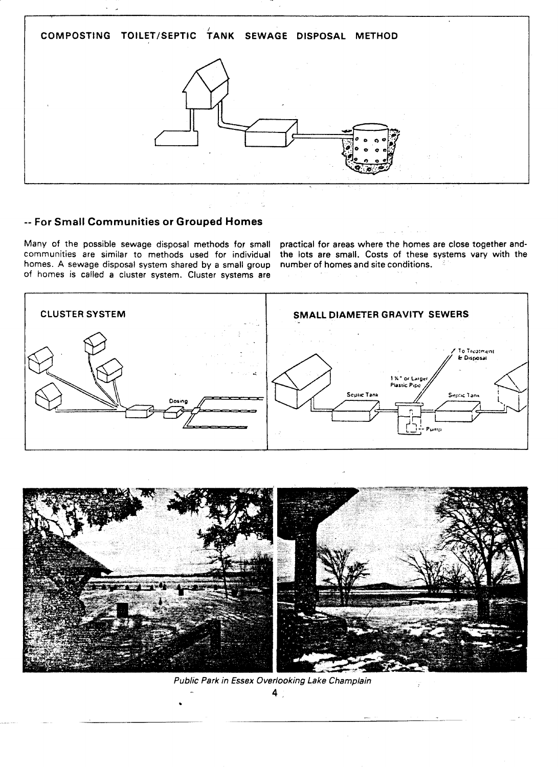## COMPOSTING TOILET/SEPTIC TANK SEWAGE DISPOSAL METHOD

## -- For Small Communities or Grouped Homes

Many of the possible sewage disposal methods for small communities are similar to methods used for individual homes. A sewage disposal system shared by a small group of homes is called a cluster system. Cluster systems are practical for areas where the homes are close together and the lots are small. Costs of these systems vary with the number of homes and site conditions.

### CLUSTER SYSTEM

Dosing

### SMALL DIAMETER GRAVITY SEWERS

To Treatment & Disposal

1¼" or Larger Plastic Pipe

Septic Tank

Septic Tank

Pump

*Public Park in Essex Overlooking Lake Champlain*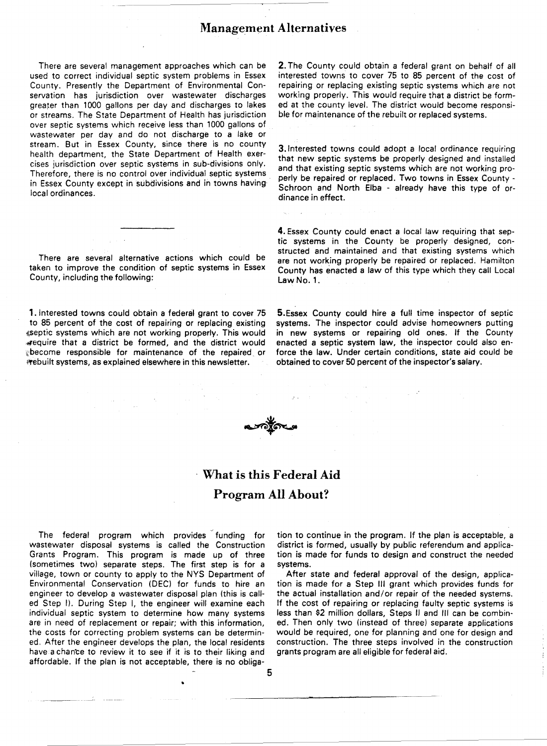## Management Alternatives

There are several management approaches which can be used to correct individual septic system problems in Essex County. Presently the Department of Environmental Conservation has jurisdiction over wastewater discharges greater than 1000 gallons per day and discharges to lakes or streams. The State Department of Health has jurisdiction over septic systems which receive less than 1000 gallons of wastewater per day and do not discharge to a lake or stream. But in Essex County, since there is no county health department, the State Department of Health exercises jurisdiction over septic systems in sub-divisions only. Therefore, there is no control over individual septic systems in Essex County except in subdivisions and in towns having local ordinances.

---

There are several alternative actions which could be taken to improve the condition of septic systems in Essex County, including the following:

**1.** Interested towns could obtain a federal grant to cover 75 to 85 percent of the cost of repairing or replacing existing septic systems which are not working properly. This would require that a district be formed, and the district would become responsible for maintenance of the repaired or rebuilt systems, as explained elsewhere in this newsletter.

**2.** The County could obtain a federal grant on behalf of all interested towns to cover 75 to 85 percent of the cost of repairing or replacing existing septic systems which are not working properly. This would require that a district be formed at the county level. The district would become responsible for maintenance of the rebuilt or replaced systems.

**3.** Interested towns could adopt a local ordinance requiring that new septic systems be properly designed and installed and that existing septic systems which are not working properly be repaired or replaced. Two towns in Essex County - Schroon and North Elba - already have this type of ordinance in effect.

**4.** Essex County could enact a local law requiring that septic systems in the County be properly designed, constructed and maintained and that existing systems which are not working properly be repaired or replaced. Hamilton County has enacted a law of this type which they call Local Law No. 1.

**5.** Essex County could hire a full time inspector of septic systems. The inspector could advise homeowners putting in new systems or repairing old ones. If the County enacted a septic system law, the inspector could also enforce the law. Under certain conditions, state aid could be obtained to cover 50 percent of the inspector's salary.

## What is this Federal Aid Program All About?

The federal program which provides funding for wastewater disposal systems is called the Construction Grants Program. This program is made up of three (sometimes two) separate steps. The first step is for a village, town or county to apply to the NYS Department of Environmental Conservation (DEC) for funds to hire an engineer to develop a wastewater disposal plan (this is called Step I). During Step I, the engineer will examine each individual septic system to determine how many systems are in need of replacement or repair; with this information, the costs for correcting problem systems can be determined. After the engineer develops the plan, the local residents have a chance to review it to see if it is to their liking and affordable. If the plan is not acceptable, there is no obligation to continue in the program. If the plan is acceptable, a district is formed, usually by public referendum and application is made for funds to design and construct the needed systems.

After state and federal approval of the design, application is made for a Step III grant which provides funds for the actual installation and/or repair of the needed systems. If the cost of repairing or replacing faulty septic systems is less than $2 million dollars, Steps II and III can be combined. Then only two (instead of three) separate applications would be required, one for planning and one for design and construction. The three steps involved in the construction grants program are all eligible for federal aid.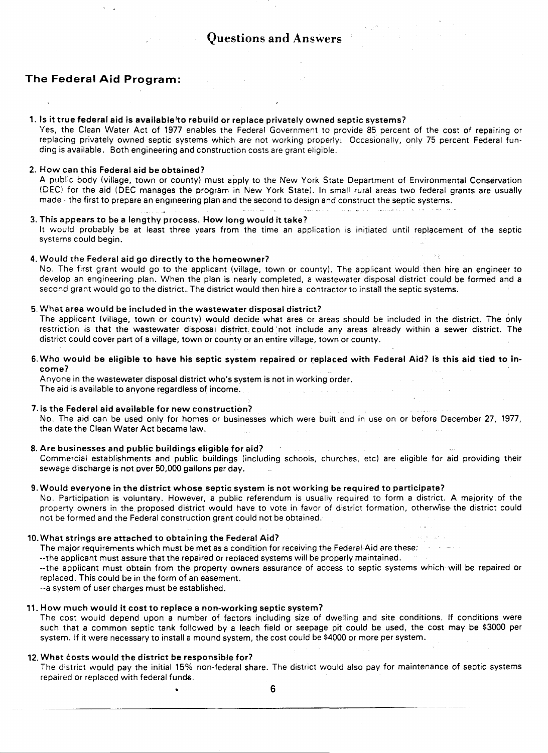# Questions and Answers

## The Federal Aid Program:

**1. Is it true federal aid is available to rebuild or replace privately owned septic systems?**
Yes, the Clean Water Act of 1977 enables the Federal Government to provide 85 percent of the cost of repairing or replacing privately owned septic systems which are not working properly. Occasionally, only 75 percent Federal funding is available. Both engineering and construction costs are grant eligible.

**2. How can this Federal aid be obtained?**
A public body (village, town or county) must apply to the New York State Department of Environmental Conservation (DEC) for the aid (DEC manages the program in New York State). In small rural areas two federal grants are usually made - the first to prepare an engineering plan and the second to design and construct the septic systems.

**3. This appears to be a lengthy process. How long would it take?**
It would probably be at least three years from the time an application is initiated until replacement of the septic systems could begin.

**4. Would the Federal aid go directly to the homeowner?**
No. The first grant would go to the applicant (village, town or county). The applicant would then hire an engineer to develop an engineering plan. When the plan is nearly completed, a wastewater disposal district could be formed and a second grant would go to the district. The district would then hire a contractor to install the septic systems.

**5. What area would be included in the wastewater disposal district?**
The applicant (village, town or county) would decide what area or areas should be included in the district. The only restriction is that the wastewater disposal district could not include any areas already within a sewer district. The district could cover part of a village, town or county or an entire village, town or county.

**6. Who would be eligible to have his septic system repaired or replaced with Federal Aid? Is this aid tied to income?**
Anyone in the wastewater disposal district who's system is not in working order.
The aid is available to anyone regardless of income.

**7. Is the Federal aid available for new construction?**
No. The aid can be used only for homes or businesses which were built and in use on or before December 27, 1977, the date the Clean Water Act became law.

**8. Are businesses and public buildings eligible for aid?**
Commercial establishments and public buildings (including schools, churches, etc) are eligible for aid providing their sewage discharge is not over 50,000 gallons per day.

**9. Would everyone in the district whose septic system is not working be required to participate?**
No. Participation is voluntary. However, a public referendum is usually required to form a district. A majority of the property owners in the proposed district would have to vote in favor of district formation, otherwise the district could not be formed and the Federal construction grant could not be obtained.

**10. What strings are attached to obtaining the Federal Aid?**
The major requirements which must be met as a condition for receiving the Federal Aid are these:
--the applicant must assure that the repaired or replaced systems will be properly maintained.
--the applicant must obtain from the property owners assurance of access to septic systems which will be repaired or replaced. This could be in the form of an easement.
--a system of user charges must be established.

**11. How much would it cost to replace a non-working septic system?**
The cost would depend upon a number of factors including size of dwelling and site conditions. If conditions were such that a common septic tank followed by a leach field or seepage pit could be used, the cost may be $3000 per system. If it were necessary to install a mound system, the cost could be $4000 or more per system.

**12. What costs would the district be responsible for?**
The district would pay the initial 15% non-federal share. The district would also pay for maintenance of septic systems repaired or replaced with federal funds.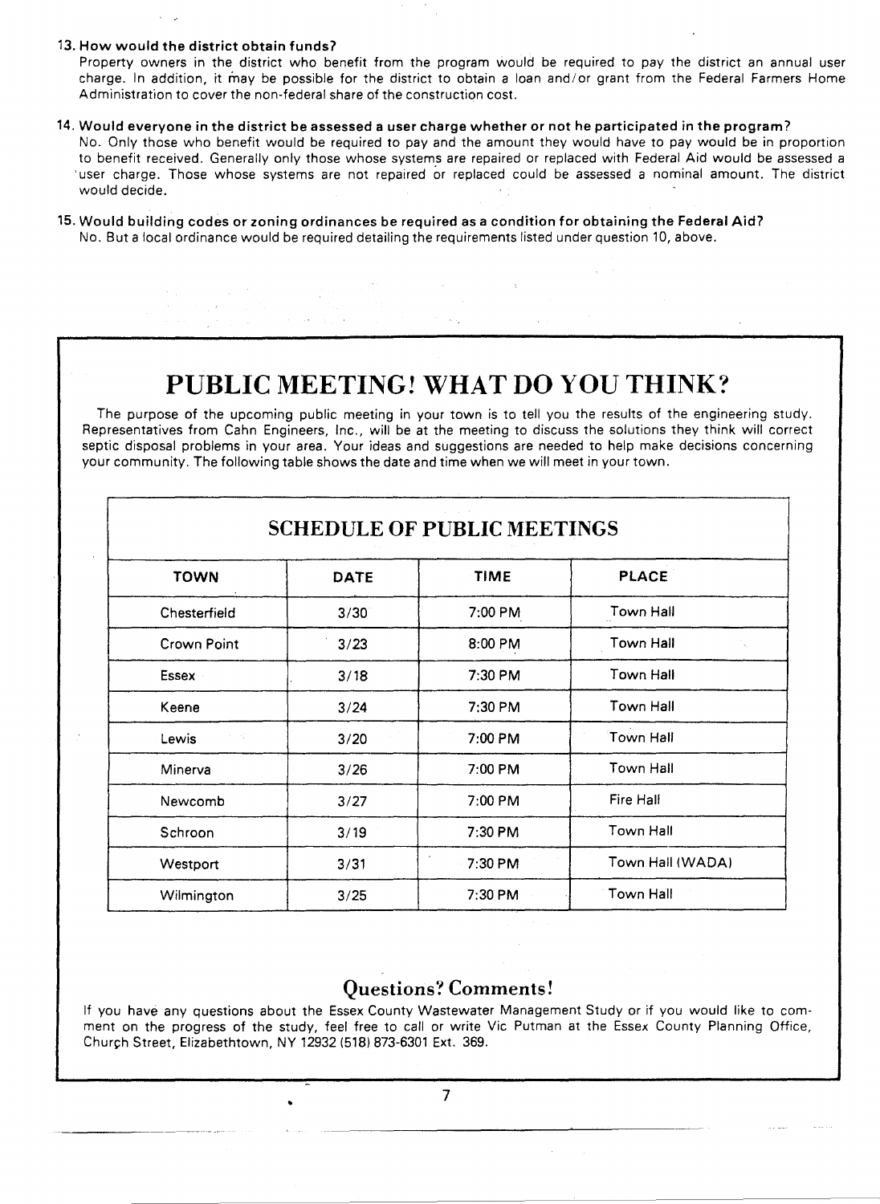**13. How would the district obtain funds?**

Property owners in the district who benefit from the program would be required to pay the district an annual user charge. In addition, it may be possible for the district to obtain a loan and/or grant from the Federal Farmers Home Administration to cover the non-federal share of the construction cost.

**14. Would everyone in the district be assessed a user charge whether or not he participated in the program?**

No. Only those who benefit would be required to pay and the amount they would have to pay would be in proportion to benefit received. Generally only those whose systems are repaired or replaced with Federal Aid would be assessed a user charge. Those whose systems are not repaired or replaced could be assessed a nominal amount. The district would decide.

**15. Would building codes or zoning ordinances be required as a condition for obtaining the Federal Aid?**

No. But a local ordinance would be required detailing the requirements listed under question 10, above.

# PUBLIC MEETING! WHAT DO YOU THINK?

The purpose of the upcoming public meeting in your town is to tell you the results of the engineering study. Representatives from Cahn Engineers, Inc., will be at the meeting to discuss the solutions they think will correct septic disposal problems in your area. Your ideas and suggestions are needed to help make decisions concerning your community. The following table shows the date and time when we will meet in your town.

## SCHEDULE OF PUBLIC MEETINGS

| TOWN | DATE | TIME | PLACE |
|---|---|---|---|
| Chesterfield | 3/30 | 7:00 PM | Town Hall |
| Crown Point | 3/23 | 8:00 PM | Town Hall |
| Essex | 3/18 | 7:30 PM | Town Hall |
| Keene | 3/24 | 7:30 PM | Town Hall |
| Lewis | 3/20 | 7:00 PM | Town Hall |
| Minerva | 3/26 | 7:00 PM | Town Hall |
| Newcomb | 3/27 | 7:00 PM | Fire Hall |
| Schroon | 3/19 | 7:30 PM | Town Hall |
| Westport | 3/31 | 7:30 PM | Town Hall (WADA) |
| Wilmington | 3/25 | 7:30 PM | Town Hall |

## Questions? Comments!

If you have any questions about the Essex County Wastewater Management Study or if you would like to comment on the progress of the study, feel free to call or write Vic Putman at the Essex County Planning Office, Church Street, Elizabethtown, NY 12932 (518) 873-6301 Ext. 369.